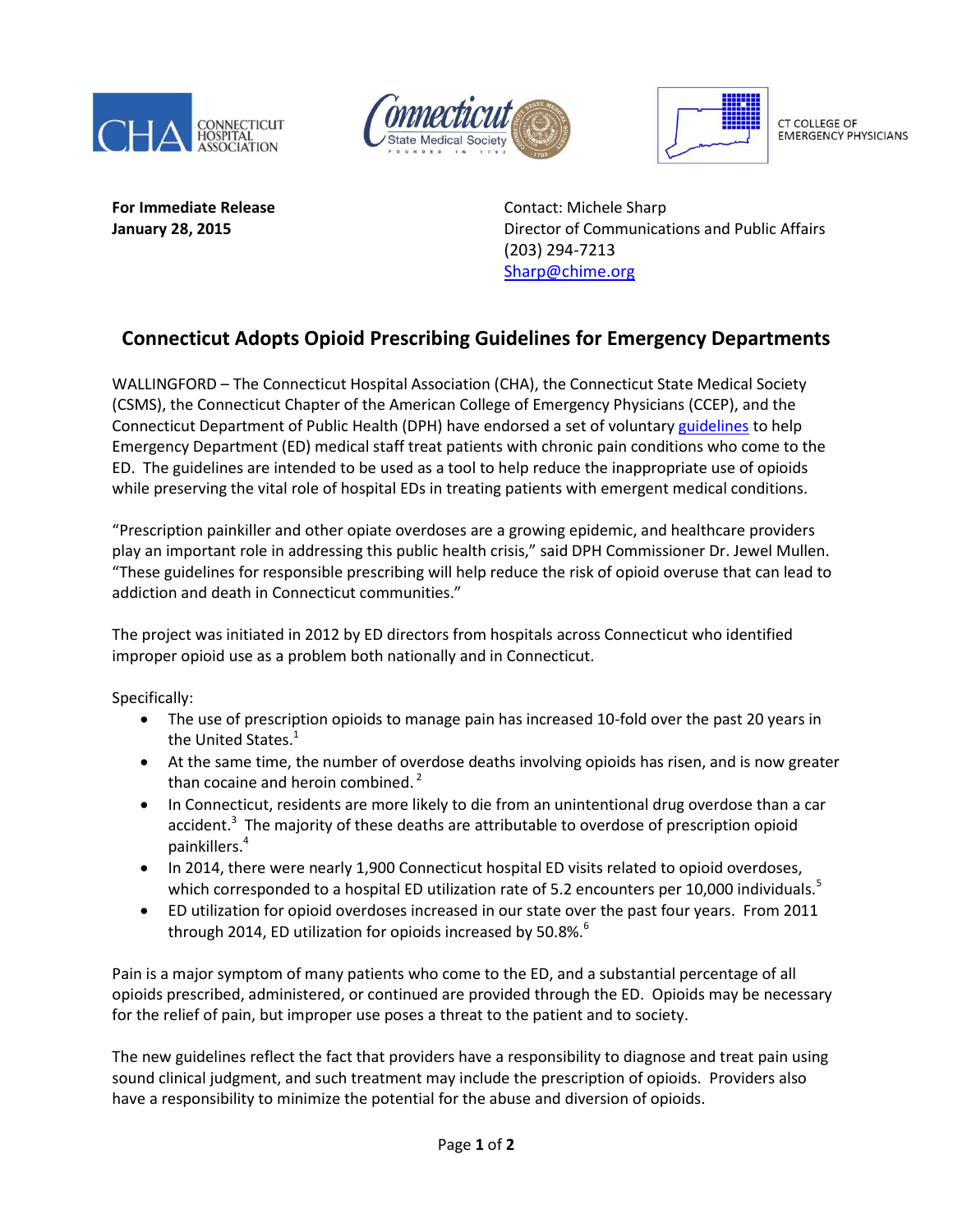CHA CONNECTICUT HOSPITAL ASSOCIATION | Connecticut State Medical Society FOUNDED IN 1792 | CT COLLEGE OF EMERGENCY PHYSICIANS

**For Immediate Release**
**January 28, 2015**

Contact: Michele Sharp
Director of Communications and Public Affairs
(203) 294-7213
Sharp@chime.org

# Connecticut Adopts Opioid Prescribing Guidelines for Emergency Departments

WALLINGFORD – The Connecticut Hospital Association (CHA), the Connecticut State Medical Society (CSMS), the Connecticut Chapter of the American College of Emergency Physicians (CCEP), and the Connecticut Department of Public Health (DPH) have endorsed a set of voluntary guidelines to help Emergency Department (ED) medical staff treat patients with chronic pain conditions who come to the ED. The guidelines are intended to be used as a tool to help reduce the inappropriate use of opioids while preserving the vital role of hospital EDs in treating patients with emergent medical conditions.

"Prescription painkiller and other opiate overdoses are a growing epidemic, and healthcare providers play an important role in addressing this public health crisis," said DPH Commissioner Dr. Jewel Mullen. "These guidelines for responsible prescribing will help reduce the risk of opioid overuse that can lead to addiction and death in Connecticut communities."

The project was initiated in 2012 by ED directors from hospitals across Connecticut who identified improper opioid use as a problem both nationally and in Connecticut.

Specifically:

- The use of prescription opioids to manage pain has increased 10-fold over the past 20 years in the United States.[1]
- At the same time, the number of overdose deaths involving opioids has risen, and is now greater than cocaine and heroin combined.[2]
- In Connecticut, residents are more likely to die from an unintentional drug overdose than a car accident.[3] The majority of these deaths are attributable to overdose of prescription opioid painkillers.[4]
- In 2014, there were nearly 1,900 Connecticut hospital ED visits related to opioid overdoses, which corresponded to a hospital ED utilization rate of 5.2 encounters per 10,000 individuals.[5]
- ED utilization for opioid overdoses increased in our state over the past four years. From 2011 through 2014, ED utilization for opioids increased by 50.8%.[6]

Pain is a major symptom of many patients who come to the ED, and a substantial percentage of all opioids prescribed, administered, or continued are provided through the ED. Opioids may be necessary for the relief of pain, but improper use poses a threat to the patient and to society.

The new guidelines reflect the fact that providers have a responsibility to diagnose and treat pain using sound clinical judgment, and such treatment may include the prescription of opioids. Providers also have a responsibility to minimize the potential for the abuse and diversion of opioids.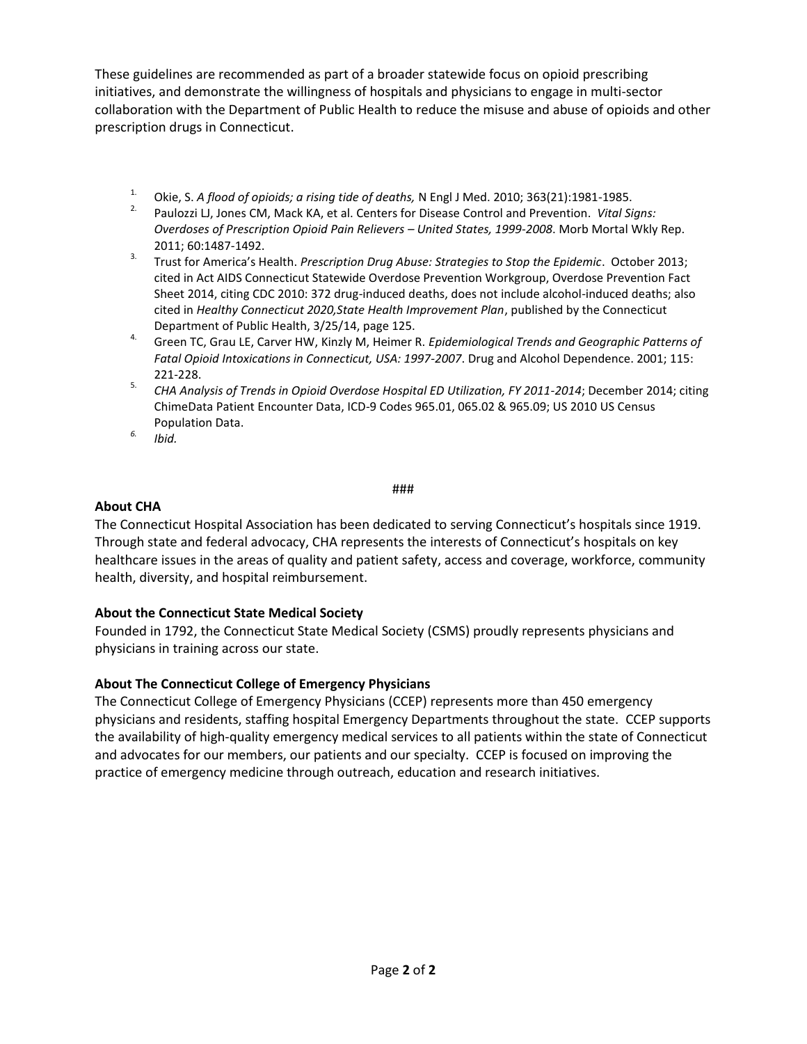These guidelines are recommended as part of a broader statewide focus on opioid prescribing initiatives, and demonstrate the willingness of hospitals and physicians to engage in multi-sector collaboration with the Department of Public Health to reduce the misuse and abuse of opioids and other prescription drugs in Connecticut.

1. Okie, S. *A flood of opioids; a rising tide of deaths,* N Engl J Med. 2010; 363(21):1981-1985.
2. Paulozzi LJ, Jones CM, Mack KA, et al. Centers for Disease Control and Prevention. *Vital Signs: Overdoses of Prescription Opioid Pain Relievers – United States, 1999-2008*. Morb Mortal Wkly Rep. 2011; 60:1487-1492.
3. Trust for America's Health. *Prescription Drug Abuse: Strategies to Stop the Epidemic*. October 2013; cited in Act AIDS Connecticut Statewide Overdose Prevention Workgroup, Overdose Prevention Fact Sheet 2014, citing CDC 2010: 372 drug-induced deaths, does not include alcohol-induced deaths; also cited in *Healthy Connecticut 2020,State Health Improvement Plan*, published by the Connecticut Department of Public Health, 3/25/14, page 125.
4. Green TC, Grau LE, Carver HW, Kinzly M, Heimer R. *Epidemiological Trends and Geographic Patterns of Fatal Opioid Intoxications in Connecticut, USA: 1997-2007*. Drug and Alcohol Dependence. 2001; 115: 221-228.
5. *CHA Analysis of Trends in Opioid Overdose Hospital ED Utilization, FY 2011-2014*; December 2014; citing ChimeData Patient Encounter Data, ICD-9 Codes 965.01, 065.02 & 965.09; US 2010 US Census Population Data.
6. *Ibid.*

###

**About CHA**

The Connecticut Hospital Association has been dedicated to serving Connecticut's hospitals since 1919. Through state and federal advocacy, CHA represents the interests of Connecticut's hospitals on key healthcare issues in the areas of quality and patient safety, access and coverage, workforce, community health, diversity, and hospital reimbursement.

**About the Connecticut State Medical Society**

Founded in 1792, the Connecticut State Medical Society (CSMS) proudly represents physicians and physicians in training across our state.

**About The Connecticut College of Emergency Physicians**

The Connecticut College of Emergency Physicians (CCEP) represents more than 450 emergency physicians and residents, staffing hospital Emergency Departments throughout the state. CCEP supports the availability of high-quality emergency medical services to all patients within the state of Connecticut and advocates for our members, our patients and our specialty. CCEP is focused on improving the practice of emergency medicine through outreach, education and research initiatives.